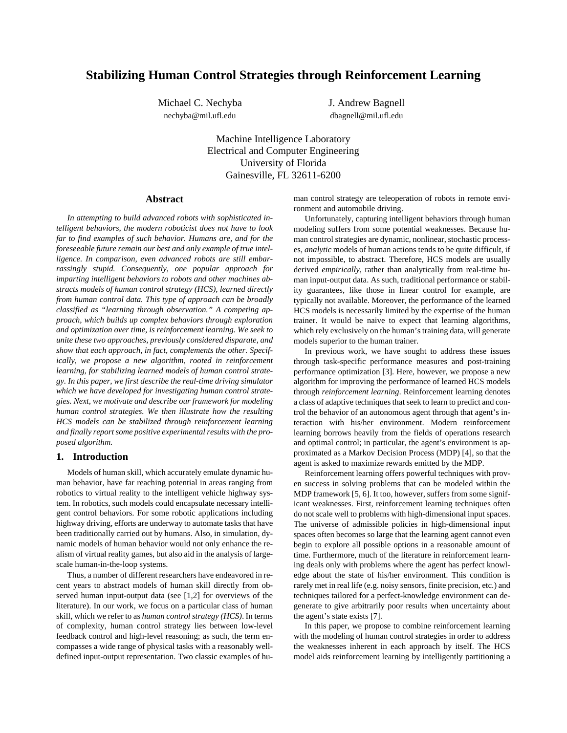# Stabilizing Human Control Strategies through Reinforcement Learning

Michael C. Nechyba
nechyba@mil.ufl.edu

J. Andrew Bagnell
dbagnell@mil.ufl.edu

Machine Intelligence Laboratory
Electrical and Computer Engineering
University of Florida
Gainesville, FL 32611-6200

## Abstract

*In attempting to build advanced robots with sophisticated intelligent behaviors, the modern roboticist does not have to look far to find examples of such behavior. Humans are, and for the foreseeable future remain our best and only example of true intelligence. In comparison, even advanced robots are still embarrassingly stupid. Consequently, one popular approach for imparting intelligent behaviors to robots and other machines abstracts models of human control strategy (HCS), learned directly from human control data. This type of approach can be broadly classified as "learning through observation." A competing approach, which builds up complex behaviors through exploration and optimization over time, is reinforcement learning. We seek to unite these two approaches, previously considered disparate, and show that each approach, in fact, complements the other. Specifically, we propose a new algorithm, rooted in reinforcement learning, for stabilizing learned models of human control strategy. In this paper, we first describe the real-time driving simulator which we have developed for investigating human control strategies. Next, we motivate and describe our framework for modeling human control strategies. We then illustrate how the resulting HCS models can be stabilized through reinforcement learning and finally report some positive experimental results with the proposed algorithm.*

## 1. Introduction

Models of human skill, which accurately emulate dynamic human behavior, have far reaching potential in areas ranging from robotics to virtual reality to the intelligent vehicle highway system. In robotics, such models could encapsulate necessary intelligent control behaviors. For some robotic applications including highway driving, efforts are underway to automate tasks that have been traditionally carried out by humans. Also, in simulation, dynamic models of human behavior would not only enhance the realism of virtual reality games, but also aid in the analysis of large-scale human-in-the-loop systems.

Thus, a number of different researchers have endeavored in recent years to abstract models of human skill directly from observed human input-output data (see [1,2] for overviews of the literature). In our work, we focus on a particular class of human skill, which we refer to as *human control strategy (HCS)*. In terms of complexity, human control strategy lies between low-level feedback control and high-level reasoning; as such, the term encompasses a wide range of physical tasks with a reasonably well-defined input-output representation. Two classic examples of human control strategy are teleoperation of robots in remote environment and automobile driving.

Unfortunately, capturing intelligent behaviors through human modeling suffers from some potential weaknesses. Because human control strategies are dynamic, nonlinear, stochastic processes, *analytic* models of human actions tends to be quite difficult, if not impossible, to abstract. Therefore, HCS models are usually derived *empirically*, rather than analytically from real-time human input-output data. As such, traditional performance or stability guarantees, like those in linear control for example, are typically not available. Moreover, the performance of the learned HCS models is necessarily limited by the expertise of the human trainer. It would be naive to expect that learning algorithms, which rely exclusively on the human's training data, will generate models superior to the human trainer.

In previous work, we have sought to address these issues through task-specific performance measures and post-training performance optimization [3]. Here, however, we propose a new algorithm for improving the performance of learned HCS models through *reinforcement learning*. Reinforcement learning denotes a class of adaptive techniques that seek to learn to predict and control the behavior of an autonomous agent through that agent's interaction with his/her environment. Modern reinforcement learning borrows heavily from the fields of operations research and optimal control; in particular, the agent's environment is approximated as a Markov Decision Process (MDP) [4], so that the agent is asked to maximize rewards emitted by the MDP.

Reinforcement learning offers powerful techniques with proven success in solving problems that can be modeled within the MDP framework [5, 6]. It too, however, suffers from some significant weaknesses. First, reinforcement learning techniques often do not scale well to problems with high-dimensional input spaces. The universe of admissible policies in high-dimensional input spaces often becomes so large that the learning agent cannot even begin to explore all possible options in a reasonable amount of time. Furthermore, much of the literature in reinforcement learning deals only with problems where the agent has perfect knowledge about the state of his/her environment. This condition is rarely met in real life (e.g. noisy sensors, finite precision, etc.) and techniques tailored for a perfect-knowledge environment can degenerate to give arbitrarily poor results when uncertainty about the agent's state exists [7].

In this paper, we propose to combine reinforcement learning with the modeling of human control strategies in order to address the weaknesses inherent in each approach by itself. The HCS model aids reinforcement learning by intelligently partitioning a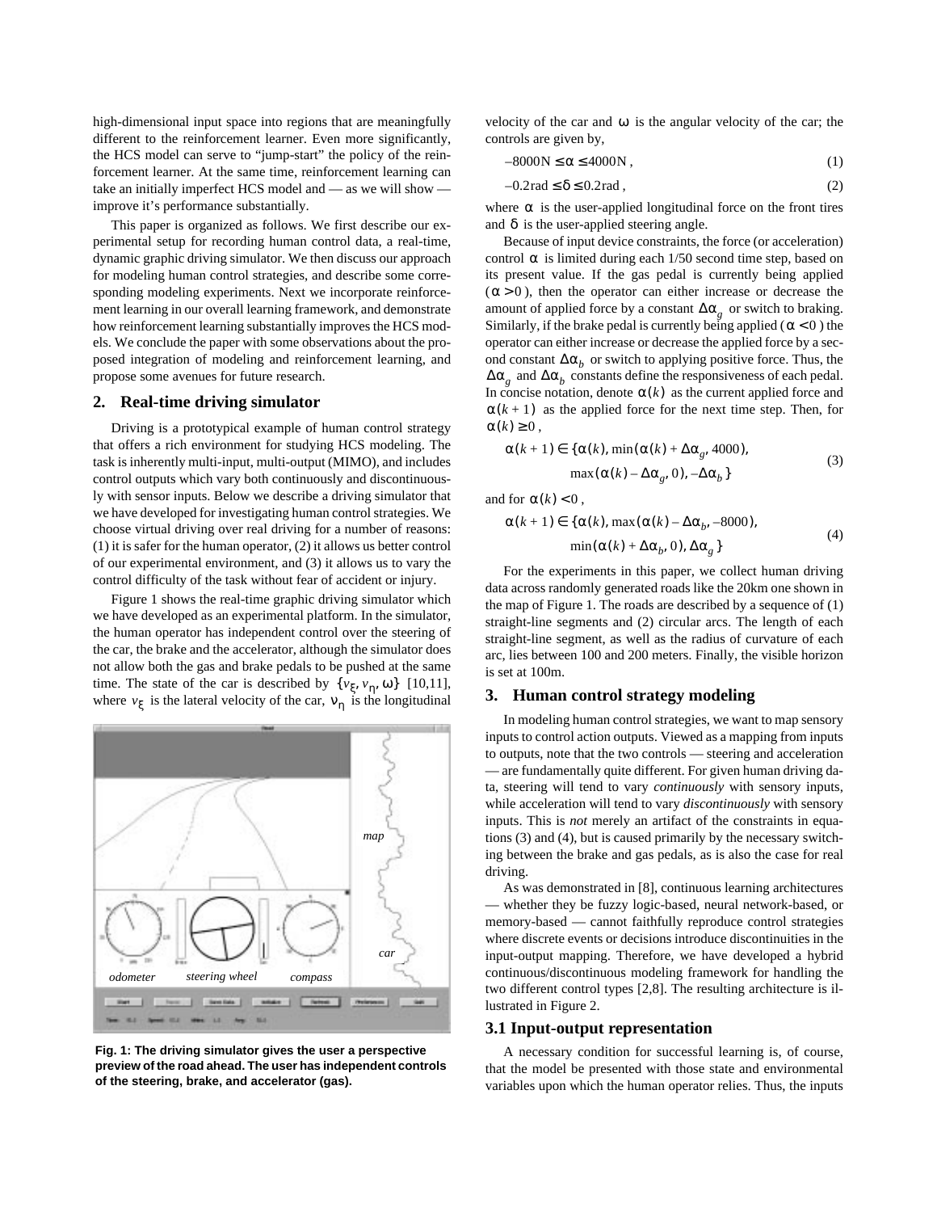high-dimensional input space into regions that are meaningfully different to the reinforcement learner. Even more significantly, the HCS model can serve to "jump-start" the policy of the reinforcement learner. At the same time, reinforcement learning can take an initially imperfect HCS model and — as we will show — improve it's performance substantially.

This paper is organized as follows. We first describe our experimental setup for recording human control data, a real-time, dynamic graphic driving simulator. We then discuss our approach for modeling human control strategies, and describe some corresponding modeling experiments. Next we incorporate reinforcement learning in our overall learning framework, and demonstrate how reinforcement learning substantially improves the HCS models. We conclude the paper with some observations about the proposed integration of modeling and reinforcement learning, and propose some avenues for future research.

## 2. Real-time driving simulator

Driving is a prototypical example of human control strategy that offers a rich environment for studying HCS modeling. The task is inherently multi-input, multi-output (MIMO), and includes control outputs which vary both continuously and discontinuously with sensor inputs. Below we describe a driving simulator that we have developed for investigating human control strategies. We choose virtual driving over real driving for a number of reasons: (1) it is safer for the human operator, (2) it allows us better control of our experimental environment, and (3) it allows us to vary the control difficulty of the task without fear of accident or injury.

Figure 1 shows the real-time graphic driving simulator which we have developed as an experimental platform. In the simulator, the human operator has independent control over the steering of the car, the brake and the accelerator, although the simulator does not allow both the gas and brake pedals to be pushed at the same time. The state of the car is described by $\{v_\xi, v_\eta, \omega\}$ [10,11], where $v_\xi$ is the lateral velocity of the car, $v_\eta$ is the longitudinal velocity of the car and $\omega$ is the angular velocity of the car; the controls are given by,

$$-8000\text{N} \leq \alpha \leq 4000\text{N}\,, \tag{1}$$

$$-0.2\text{rad} \leq \delta \leq 0.2\text{rad}\,, \tag{2}$$

where $\alpha$ is the user-applied longitudinal force on the front tires and $\delta$ is the user-applied steering angle.

Fig. 1: The driving simulator gives the user a perspective preview of the road ahead. The user has independent controls of the steering, brake, and accelerator (gas).

Because of input device constraints, the force (or acceleration) control $\alpha$ is limited during each 1/50 second time step, based on its present value. If the gas pedal is currently being applied ($\alpha > 0$), then the operator can either increase or decrease the amount of applied force by a constant $\Delta\alpha_g$ or switch to braking. Similarly, if the brake pedal is currently being applied ($\alpha < 0$) the operator can either increase or decrease the applied force by a second constant $\Delta\alpha_b$ or switch to applying positive force. Thus, the $\Delta\alpha_g$ and $\Delta\alpha_b$ constants define the responsiveness of each pedal. In concise notation, denote $\alpha(k)$ as the current applied force and $\alpha(k+1)$ as the applied force for the next time step. Then, for $\alpha(k) \geq 0$,

$$\alpha(k+1) \in \{\alpha(k), \min(\alpha(k) + \Delta\alpha_g, 4000), \max(\alpha(k) - \Delta\alpha_g, 0), -\Delta\alpha_b\} \tag{3}$$

and for $\alpha(k) < 0$,

$$\alpha(k+1) \in \{\alpha(k), \max(\alpha(k) - \Delta\alpha_b, -8000), \min(\alpha(k) + \Delta\alpha_b, 0), \Delta\alpha_g\} \tag{4}$$

For the experiments in this paper, we collect human driving data across randomly generated roads like the 20km one shown in the map of Figure 1. The roads are described by a sequence of (1) straight-line segments and (2) circular arcs. The length of each straight-line segment, as well as the radius of curvature of each arc, lies between 100 and 200 meters. Finally, the visible horizon is set at 100m.

## 3. Human control strategy modeling

In modeling human control strategies, we want to map sensory inputs to control action outputs. Viewed as a mapping from inputs to outputs, note that the two controls — steering and acceleration — are fundamentally quite different. For given human driving data, steering will tend to vary *continuously* with sensory inputs, while acceleration will tend to vary *discontinuously* with sensory inputs. This is *not* merely an artifact of the constraints in equations (3) and (4), but is caused primarily by the necessary switching between the brake and gas pedals, as is also the case for real driving.

As was demonstrated in [8], continuous learning architectures — whether they be fuzzy logic-based, neural network-based, or memory-based — cannot faithfully reproduce control strategies where discrete events or decisions introduce discontinuities in the input-output mapping. Therefore, we have developed a hybrid continuous/discontinuous modeling framework for handling the two different control types [2,8]. The resulting architecture is illustrated in Figure 2.

### 3.1 Input-output representation

A necessary condition for successful learning is, of course, that the model be presented with those state and environmental variables upon which the human operator relies. Thus, the inputs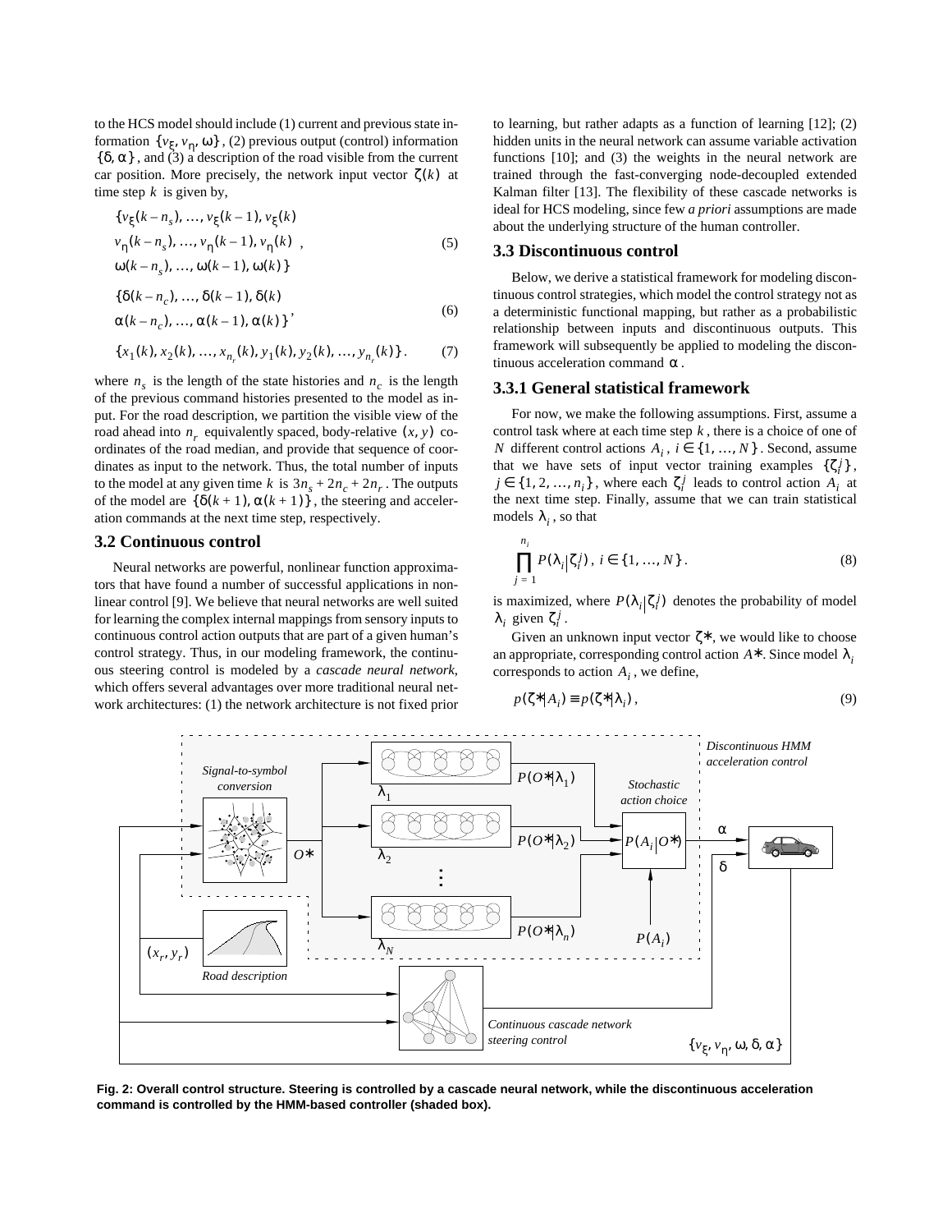to the HCS model should include (1) current and previous state information $\{v_\xi, v_\eta, \omega\}$, (2) previous output (control) information $\{\delta, \alpha\}$, and (3) a description of the road visible from the current car position. More precisely, the network input vector $\zeta(k)$ at time step $k$ is given by,

$$\begin{aligned}&\{v_\xi(k-n_s), \ldots, v_\xi(k-1), v_\xi(k)\\&v_\eta(k-n_s), \ldots, v_\eta(k-1), v_\eta(k)\\&\omega(k-n_s), \ldots, \omega(k-1), \omega(k)\}\end{aligned} \tag{5}$$

$$\begin{aligned}&\{\delta(k-n_c), \ldots, \delta(k-1), \delta(k)\\&\alpha(k-n_c), \ldots, \alpha(k-1), \alpha(k)\}\end{aligned}, \tag{6}$$

$$\{x_1(k), x_2(k), \ldots, x_{n_r}(k), y_1(k), y_2(k), \ldots, y_{n_r}(k)\}. \tag{7}$$

where $n_s$ is the length of the state histories and $n_c$ is the length of the previous command histories presented to the model as input. For the road description, we partition the visible view of the road ahead into $n_r$ equivalently spaced, body-relative $(x, y)$ coordinates of the road median, and provide that sequence of coordinates as input to the network. Thus, the total number of inputs to the model at any given time $k$ is $3n_s + 2n_c + 2n_r$. The outputs of the model are $\{\delta(k+1), \alpha(k+1)\}$, the steering and acceleration commands at the next time step, respectively.

### 3.2 Continuous control

Neural networks are powerful, nonlinear function approximators that have found a number of successful applications in nonlinear control [9]. We believe that neural networks are well suited for learning the complex internal mappings from sensory inputs to continuous control action outputs that are part of a given human's control strategy. Thus, in our modeling framework, the continuous steering control is modeled by a *cascade neural network*, which offers several advantages over more traditional neural network architectures: (1) the network architecture is not fixed prior to learning, but rather adapts as a function of learning [12]; (2) hidden units in the neural network can assume variable activation functions [10]; and (3) the weights in the neural network are trained through the fast-converging node-decoupled extended Kalman filter [13]. The flexibility of these cascade networks is ideal for HCS modeling, since few *a priori* assumptions are made about the underlying structure of the human controller.

### 3.3 Discontinuous control

Below, we derive a statistical framework for modeling discontinuous control strategies, which model the control strategy not as a deterministic functional mapping, but rather as a probabilistic relationship between inputs and discontinuous outputs. This framework will subsequently be applied to modeling the discontinuous acceleration command $\alpha$.

### 3.3.1 General statistical framework

For now, we make the following assumptions. First, assume a control task where at each time step $k$, there is a choice of one of $N$ different control actions $A_i$, $i \in \{1, \ldots, N\}$. Second, assume that we have sets of input vector training examples $\{\zeta_i^j\}$, $j \in \{1, 2, \ldots, n_i\}$, where each $\zeta_i^j$ leads to control action $A_i$ at the next time step. Finally, assume that we can train statistical models $\lambda_i$, so that

$$\prod_{j=1}^{n_i} P(\lambda_i | \zeta_i^j), \; i \in \{1, \ldots, N\}. \tag{8}$$

is maximized, where $P(\lambda_i | \zeta_i^j)$ denotes the probability of model $\lambda_i$ given $\zeta_i^j$.

Given an unknown input vector $\zeta*$, we would like to choose an appropriate, corresponding control action $A*$. Since model $\lambda_i$ corresponds to action $A_i$, we define,

$$p(\zeta* | A_i) \equiv p(\zeta* | \lambda_i), \tag{9}$$

**Fig. 2: Overall control structure. Steering is controlled by a cascade neural network, while the discontinuous acceleration command is controlled by the HMM-based controller (shaded box).**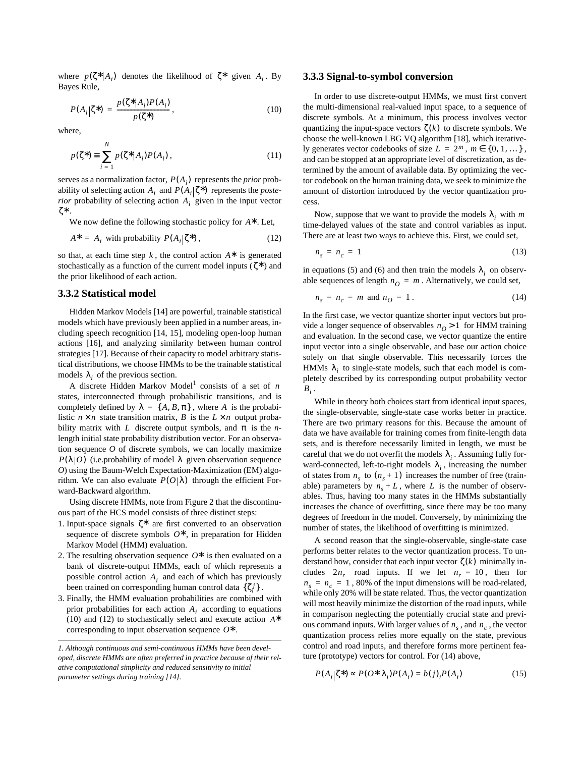where $p(\zeta^*|A_i)$ denotes the likelihood of $\zeta^*$ given $A_i$. By Bayes Rule,

$$P(A_i|\zeta^*) = \frac{p(\zeta^*|A_i)P(A_i)}{p(\zeta^*)}, \tag{10}$$

where,

$$p(\zeta^*) \equiv \sum_{i=1}^{N} p(\zeta^*|A_i)P(A_i), \tag{11}$$

serves as a normalization factor, $P(A_i)$ represents the *prior* probability of selecting action $A_i$ and $P(A_i|\zeta^*)$ represents the *posterior* probability of selecting action $A_i$ given in the input vector $\zeta^*$.

We now define the following stochastic policy for $A^*$. Let,

$$A^* = A_i \text{ with probability } P(A_i|\zeta^*), \tag{12}$$

so that, at each time step $k$, the control action $A^*$ is generated stochastically as a function of the current model inputs ($\zeta^*$) and the prior likelihood of each action.

### 3.3.2 Statistical model

Hidden Markov Models [14] are powerful, trainable statistical models which have previously been applied in a number areas, including speech recognition [14, 15], modeling open-loop human actions [16], and analyzing similarity between human control strategies [17]. Because of their capacity to model arbitrary statistical distributions, we choose HMMs to be the trainable statistical models $\lambda_i$ of the previous section.

A discrete Hidden Markov Model[1] consists of a set of $n$ states, interconnected through probabilistic transitions, and is completely defined by $\lambda = \{A, B, \pi\}$, where $A$ is the probabilistic $n \times n$ state transition matrix, $B$ is the $L \times n$ output probability matrix with $L$ discrete output symbols, and $\pi$ is the $n$-length initial state probability distribution vector. For an observation sequence $O$ of discrete symbols, we can locally maximize $P(\lambda|O)$ (i.e.probability of model $\lambda$ given observation sequence $O$) using the Baum-Welch Expectation-Maximization (EM) algorithm. We can also evaluate $P(O|\lambda)$ through the efficient Forward-Backward algorithm.

Using discrete HMMs, note from Figure 2 that the discontinuous part of the HCS model consists of three distinct steps:

1. Input-space signals $\zeta^*$ are first converted to an observation sequence of discrete symbols $O^*$, in preparation for Hidden Markov Model (HMM) evaluation.
2. The resulting observation sequence $O^*$ is then evaluated on a bank of discrete-output HMMs, each of which represents a possible control action $A_i$ and each of which has previously been trained on corresponding human control data $\{\zeta_i^j\}$.
3. Finally, the HMM evaluation probabilities are combined with prior probabilities for each action $A_i$ according to equations (10) and (12) to stochastically select and execute action $A^*$ corresponding to input observation sequence $O^*$.

*1. Although continuous and semi-continuous HMMs have been developed, discrete HMMs are often preferred in practice because of their relative computational simplicity and reduced sensitivity to initial parameter settings during training [14].*

### 3.3.3 Signal-to-symbol conversion

In order to use discrete-output HMMs, we must first convert the multi-dimensional real-valued input space, to a sequence of discrete symbols. At a minimum, this process involves vector quantizing the input-space vectors $\zeta(k)$ to discrete symbols. We choose the well-known LBG VQ algorithm [18], which iteratively generates vector codebooks of size $L = 2^m$, $m \in \{0, 1, \ldots\}$, and can be stopped at an appropriate level of discretization, as determined by the amount of available data. By optimizing the vector codebook on the human training data, we seek to minimize the amount of distortion introduced by the vector quantization process.

Now, suppose that we want to provide the models $\lambda_i$ with $m$ time-delayed values of the state and control variables as input. There are at least two ways to achieve this. First, we could set,

$$n_s = n_c = 1 \tag{13}$$

in equations (5) and (6) and then train the models $\lambda_i$ on observable sequences of length $n_O = m$. Alternatively, we could set,

$$n_s = n_c = m \text{ and } n_O = 1. \tag{14}$$

In the first case, we vector quantize shorter input vectors but provide a longer sequence of observables $n_O > 1$ for HMM training and evaluation. In the second case, we vector quantize the entire input vector into a single observable, and base our action choice solely on that single observable. This necessarily forces the HMMs $\lambda_i$ to single-state models, such that each model is completely described by its corresponding output probability vector $B_i$.

While in theory both choices start from identical input spaces, the single-observable, single-state case works better in practice. There are two primary reasons for this. Because the amount of data we have available for training comes from finite-length data sets, and is therefore necessarily limited in length, we must be careful that we do not overfit the models $\lambda_i$. Assuming fully forward-connected, left-to-right models $\lambda_i$, increasing the number of states from $n_s$ to $(n_s + 1)$ increases the number of free (trainable) parameters by $n_s + L$, where $L$ is the number of observables. Thus, having too many states in the HMMs substantially increases the chance of overfitting, since there may be too many degrees of freedom in the model. Conversely, by minimizing the number of states, the likelihood of overfitting is minimized.

A second reason that the single-observable, single-state case performs better relates to the vector quantization process. To understand how, consider that each input vector $\zeta(k)$ minimally includes $2n_r$ road inputs. If we let $n_r = 10$, then for $n_s = n_c = 1$, 80% of the input dimensions will be road-related, while only 20% will be state related. Thus, the vector quantization will most heavily minimize the distortion of the road inputs, while in comparison neglecting the potentially crucial state and previous command inputs. With larger values of $n_s$, and $n_c$, the vector quantization process relies more equally on the state, previous control and road inputs, and therefore forms more pertinent feature (prototype) vectors for control. For (14) above,

$$P(A_i|\zeta^*) \propto P(O^*|\lambda_i)P(A_i) = b(j)_i P(A_i) \tag{15}$$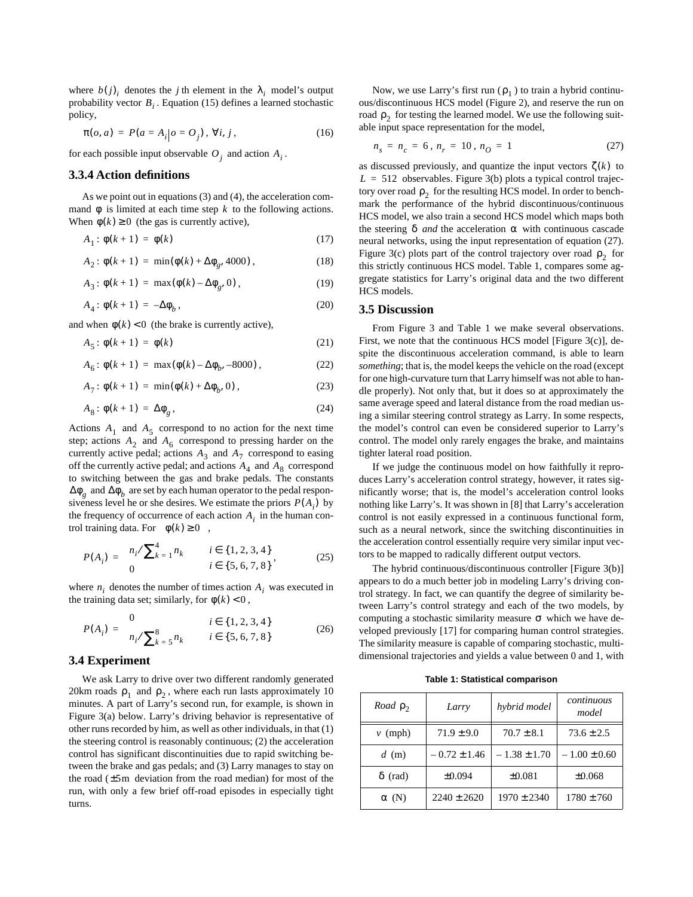where $b(j)_i$ denotes the $j$ th element in the $\lambda_i$ model's output probability vector $B_i$. Equation (15) defines a learned stochastic policy,

$$\pi(o, a) = P(a = A_i | o = O_j), \forall i, j, \tag{16}$$

for each possible input observable $O_j$ and action $A_i$.

### 3.3.4 Action definitions

As we point out in equations (3) and (4), the acceleration command $\phi$ is limited at each time step $k$ to the following actions. When $\phi(k) \geq 0$ (the gas is currently active),

$$A_1: \phi(k+1) = \phi(k) \tag{17}$$

$$A_2: \phi(k+1) = \min(\phi(k) + \Delta\phi_g, 4000), \tag{18}$$

$$A_3: \phi(k+1) = \max(\phi(k) - \Delta\phi_g, 0), \tag{19}$$

$$A_4: \phi(k+1) = -\Delta\phi_b, \tag{20}$$

and when $\phi(k) < 0$ (the brake is currently active),

$$A_5: \phi(k+1) = \phi(k) \tag{21}$$

$$A_6: \phi(k+1) = \max(\phi(k) - \Delta\phi_b, -8000), \tag{22}$$

$$A_7: \phi(k+1) = \min(\phi(k) + \Delta\phi_b, 0), \tag{23}$$

$$A_8: \phi(k+1) = \Delta\phi_g, \tag{24}$$

Actions $A_1$ and $A_5$ correspond to no action for the next time step; actions $A_2$ and $A_6$ correspond to pressing harder on the currently active pedal; actions $A_3$ and $A_7$ correspond to easing off the currently active pedal; and actions $A_4$ and $A_8$ correspond to switching between the gas and brake pedals. The constants $\Delta\phi_g$ and $\Delta\phi_b$ are set by each human operator to the pedal responsiveness level he or she desires. We estimate the priors $P(A_i)$ by the frequency of occurrence of each action $A_i$ in the human control training data. For $\phi(k) \geq 0$,

$$P(A_i) = \begin{cases} n_i / \sum_{k=1}^{4} n_k & i \in \{1, 2, 3, 4\} \\ 0 & i \in \{5, 6, 7, 8\} \end{cases}, \tag{25}$$

where $n_i$ denotes the number of times action $A_i$ was executed in the training data set; similarly, for $\phi(k) < 0$,

$$P(A_i) = \begin{cases} 0 & i \in \{1, 2, 3, 4\} \\ n_i / \sum_{k=5}^{8} n_k & i \in \{5, 6, 7, 8\} \end{cases} \tag{26}$$

### 3.4 Experiment

We ask Larry to drive over two different randomly generated 20km roads $\rho_1$ and $\rho_2$, where each run lasts approximately 10 minutes. A part of Larry's second run, for example, is shown in Figure 3(a) below. Larry's driving behavior is representative of other runs recorded by him, as well as other individuals, in that (1) the steering control is reasonably continuous; (2) the acceleration control has significant discontinuities due to rapid switching between the brake and gas pedals; and (3) Larry manages to stay on the road ($\pm 5\text{m}$ deviation from the road median) for most of the run, with only a few brief off-road episodes in especially tight turns.

Now, we use Larry's first run ($\rho_1$) to train a hybrid continuous/discontinuous HCS model (Figure 2), and reserve the run on road $\rho_2$ for testing the learned model. We use the following suitable input space representation for the model,

$$n_s = n_c = 6, n_r = 10, n_O = 1 \tag{27}$$

as discussed previously, and quantize the input vectors $\zeta(k)$ to $L = 512$ observables. Figure 3(b) plots a typical control trajectory over road $\rho_2$ for the resulting HCS model. In order to benchmark the performance of the hybrid discontinuous/continuous HCS model, we also train a second HCS model which maps both the steering $\delta$ *and* the acceleration $\alpha$ with continuous cascade neural networks, using the input representation of equation (27). Figure 3(c) plots part of the control trajectory over road $\rho_2$ for this strictly continuous HCS model. Table 1, compares some aggregate statistics for Larry's original data and the two different HCS models.

### 3.5 Discussion

From Figure 3 and Table 1 we make several observations. First, we note that the continuous HCS model [Figure 3(c)], despite the discontinuous acceleration command, is able to learn *something*; that is, the model keeps the vehicle on the road (except for one high-curvature turn that Larry himself was not able to handle properly). Not only that, but it does so at approximately the same average speed and lateral distance from the road median using a similar steering control strategy as Larry. In some respects, the model's control can even be considered superior to Larry's control. The model only rarely engages the brake, and maintains tighter lateral road position.

If we judge the continuous model on how faithfully it reproduces Larry's acceleration control strategy, however, it rates significantly worse; that is, the model's acceleration control looks nothing like Larry's. It was shown in [8] that Larry's acceleration control is not easily expressed in a continuous functional form, such as a neural network, since the switching discontinuities in the acceleration control essentially require very similar input vectors to be mapped to radically different output vectors.

The hybrid continuous/discontinuous controller [Figure 3(b)] appears to do a much better job in modeling Larry's driving control strategy. In fact, we can quantify the degree of similarity between Larry's control strategy and each of the two models, by computing a stochastic similarity measure $\sigma$ which we have developed previously [17] for comparing human control strategies. The similarity measure is capable of comparing stochastic, multidimensional trajectories and yields a value between 0 and 1, with

**Table 1: Statistical comparison**

| Road $\rho_2$ | *Larry* | *hybrid model* | *continuous model* |
|---|---|---|---|
| $v$ (mph) | $71.9 \pm 9.0$ | $70.7 \pm 8.1$ | $73.6 \pm 2.5$ |
| $d$ (m) | $-0.72 \pm 1.46$ | $-1.38 \pm 1.70$ | $-1.00 \pm 0.60$ |
| $\delta$ (rad) | $\pm 0.094$ | $\pm 0.081$ | $\pm 0.068$ |
| $\alpha$ (N) | $2240 \pm 2620$ | $1970 \pm 2340$ | $1780 \pm 760$ |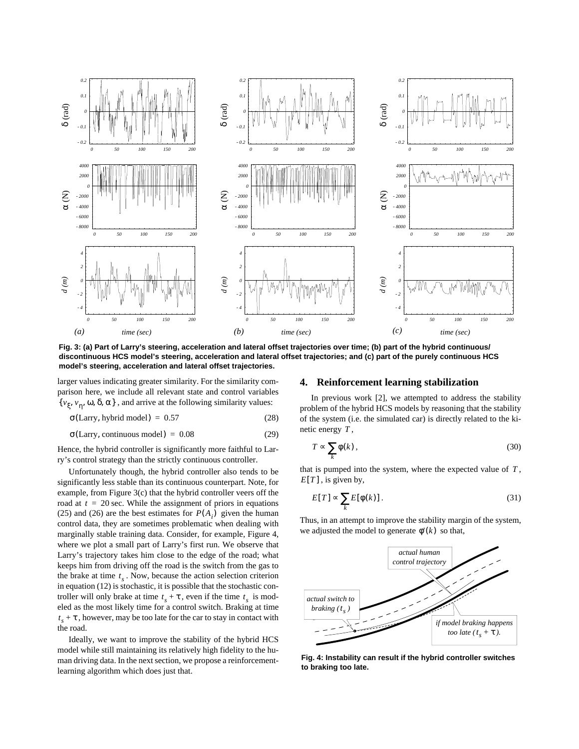Fig. 3: (a) Part of Larry's steering, acceleration and lateral offset trajectories over time; (b) part of the hybrid continuous/discontinuous HCS model's steering, acceleration and lateral offset trajectories; and (c) part of the purely continuous HCS model's steering, acceleration and lateral offset trajectories.

larger values indicating greater similarity. For the similarity comparison here, we include all relevant state and control variables $\{v_\xi, v_\eta, \omega, \delta, \alpha\}$, and arrive at the following similarity values:

$$\sigma(\text{Larry, hybrid model}) = 0.57 \tag{28}$$

$$\sigma(\text{Larry, continuous model}) = 0.08 \tag{29}$$

Hence, the hybrid controller is significantly more faithful to Larry's control strategy than the strictly continuous controller.

Unfortunately though, the hybrid controller also tends to be significantly less stable than its continuous counterpart. Note, for example, from Figure 3(c) that the hybrid controller veers off the road at $t = 20$ sec. While the assignment of priors in equations (25) and (26) are the best estimates for $P(A_i)$ given the human control data, they are sometimes problematic when dealing with marginally stable training data. Consider, for example, Figure 4, where we plot a small part of Larry's first run. We observe that Larry's trajectory takes him close to the edge of the road; what keeps him from driving off the road is the switch from the gas to the brake at time $t_s$. Now, because the action selection criterion in equation (12) is stochastic, it is possible that the stochastic controller will only brake at time $t_s + \tau$, even if the time $t_s$ is modeled as the most likely time for a control switch. Braking at time $t_s + \tau$, however, may be too late for the car to stay in contact with the road.

Ideally, we want to improve the stability of the hybrid HCS model while still maintaining its relatively high fidelity to the human driving data. In the next section, we propose a reinforcement-learning algorithm which does just that.

## 4. Reinforcement learning stabilization

In previous work [2], we attempted to address the stability problem of the hybrid HCS models by reasoning that the stability of the system (i.e. the simulated car) is directly related to the kinetic energy $T$,

$$T \propto \sum_k \phi(k), \tag{30}$$

that is pumped into the system, where the expected value of $T$, $E[T]$, is given by,

$$E[T] \propto \sum_k E[\phi(k)]. \tag{31}$$

Thus, in an attempt to improve the stability margin of the system, we adjusted the model to generate $\phi'(k)$ so that,

Fig. 4: Instability can result if the hybrid controller switches to braking too late.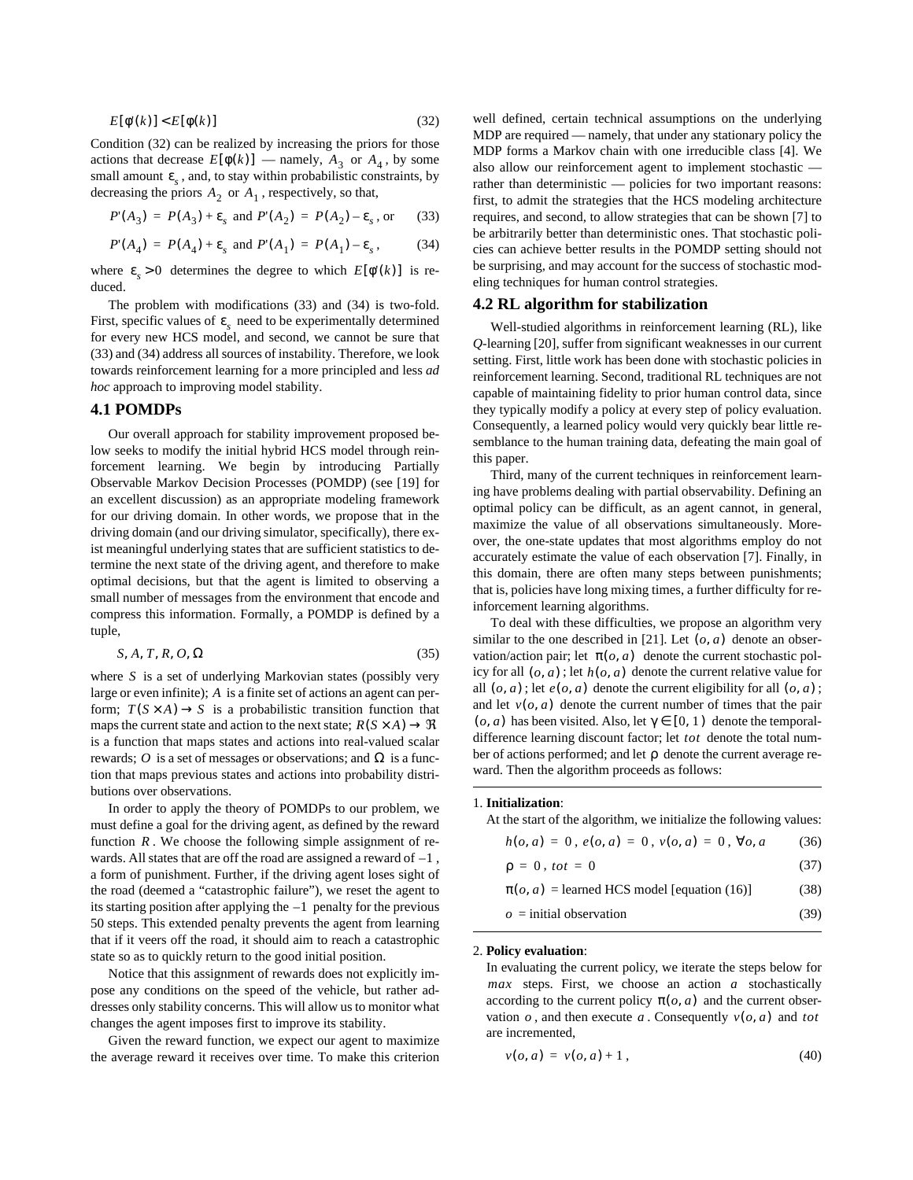$$E[\phi(k)] < E[\phi(k)] \tag{32}$$

Condition (32) can be realized by increasing the priors for those actions that decrease $E[\phi(k)]$ — namely, $A_3$ or $A_4$, by some small amount $\varepsilon_s$, and, to stay within probabilistic constraints, by decreasing the priors $A_2$ or $A_1$, respectively, so that,

$$P'(A_3) = P(A_3) + \varepsilon_s \text{ and } P'(A_2) = P(A_2) - \varepsilon_s \text{, or} \tag{33}$$

$$P'(A_4) = P(A_4) + \varepsilon_s \text{ and } P'(A_1) = P(A_1) - \varepsilon_s , \tag{34}$$

where $\varepsilon_s > 0$ determines the degree to which $E[\phi'(k)]$ is reduced.

The problem with modifications (33) and (34) is two-fold. First, specific values of $\varepsilon_s$ need to be experimentally determined for every new HCS model, and second, we cannot be sure that (33) and (34) address all sources of instability. Therefore, we look towards reinforcement learning for a more principled and less *ad hoc* approach to improving model stability.

## 4.1 POMDPs

Our overall approach for stability improvement proposed below seeks to modify the initial hybrid HCS model through reinforcement learning. We begin by introducing Partially Observable Markov Decision Processes (POMDP) (see [19] for an excellent discussion) as an appropriate modeling framework for our driving domain. In other words, we propose that in the driving domain (and our driving simulator, specifically), there exist meaningful underlying states that are sufficient statistics to determine the next state of the driving agent, and therefore to make optimal decisions, but that the agent is limited to observing a small number of messages from the environment that encode and compress this information. Formally, a POMDP is defined by a tuple,

$$S, A, T, R, O, \Omega \tag{35}$$

where $S$ is a set of underlying Markovian states (possibly very large or even infinite); $A$ is a finite set of actions an agent can perform; $T(S \times A) \to S$ is a probabilistic transition function that maps the current state and action to the next state; $R(S \times A) \to \Re$ is a function that maps states and actions into real-valued scalar rewards; $O$ is a set of messages or observations; and $\Omega$ is a function that maps previous states and actions into probability distributions over observations.

In order to apply the theory of POMDPs to our problem, we must define a goal for the driving agent, as defined by the reward function $R$. We choose the following simple assignment of rewards. All states that are off the road are assigned a reward of $-1$, a form of punishment. Further, if the driving agent loses sight of the road (deemed a "catastrophic failure"), we reset the agent to its starting position after applying the $-1$ penalty for the previous 50 steps. This extended penalty prevents the agent from learning that if it veers off the road, it should aim to reach a catastrophic state so as to quickly return to the good initial position.

Notice that this assignment of rewards does not explicitly impose any conditions on the speed of the vehicle, but rather addresses only stability concerns. This will allow us to monitor what changes the agent imposes first to improve its stability.

Given the reward function, we expect our agent to maximize the average reward it receives over time. To make this criterion well defined, certain technical assumptions on the underlying MDP are required — namely, that under any stationary policy the MDP forms a Markov chain with one irreducible class [4]. We also allow our reinforcement agent to implement stochastic — rather than deterministic — policies for two important reasons: first, to admit the strategies that the HCS modeling architecture requires, and second, to allow strategies that can be shown [7] to be arbitrarily better than deterministic ones. That stochastic policies can achieve better results in the POMDP setting should not be surprising, and may account for the success of stochastic modeling techniques for human control strategies.

## 4.2 RL algorithm for stabilization

Well-studied algorithms in reinforcement learning (RL), like *Q*-learning [20], suffer from significant weaknesses in our current setting. First, little work has been done with stochastic policies in reinforcement learning. Second, traditional RL techniques are not capable of maintaining fidelity to prior human control data, since they typically modify a policy at every step of policy evaluation. Consequently, a learned policy would very quickly bear little resemblance to the human training data, defeating the main goal of this paper.

Third, many of the current techniques in reinforcement learning have problems dealing with partial observability. Defining an optimal policy can be difficult, as an agent cannot, in general, maximize the value of all observations simultaneously. Moreover, the one-state updates that most algorithms employ do not accurately estimate the value of each observation [7]. Finally, in this domain, there are often many steps between punishments; that is, policies have long mixing times, a further difficulty for reinforcement learning algorithms.

To deal with these difficulties, we propose an algorithm very similar to the one described in [21]. Let $(o, a)$ denote an observation/action pair; let $\pi(o, a)$ denote the current stochastic policy for all $(o, a)$; let $h(o, a)$ denote the current relative value for all $(o, a)$; let $e(o, a)$ denote the current eligibility for all $(o, a)$; and let $v(o, a)$ denote the current number of times that the pair $(o, a)$ has been visited. Also, let $\gamma \in [0, 1)$ denote the temporal-difference learning discount factor; let $tot$ denote the total number of actions performed; and let $\rho$ denote the current average reward. Then the algorithm proceeds as follows:

1. **Initialization**:
   At the start of the algorithm, we initialize the following values:

$$h(o, a) = 0 \text{, } e(o, a) = 0 \text{, } v(o, a) = 0 \text{, } \forall o, a \tag{36}$$

$$\rho = 0 \text{, } tot = 0 \tag{37}$$

$$\pi(o, a) = \text{learned HCS model [equation (16)]} \tag{38}$$

$$o = \text{initial observation} \tag{39}$$

2. **Policy evaluation**:
   In evaluating the current policy, we iterate the steps below for $max$ steps. First, we choose an action $a$ stochastically according to the current policy $\pi(o, a)$ and the current observation $o$, and then execute $a$. Consequently $v(o, a)$ and $tot$ are incremented,

$$v(o, a) = v(o, a) + 1 , \tag{40}$$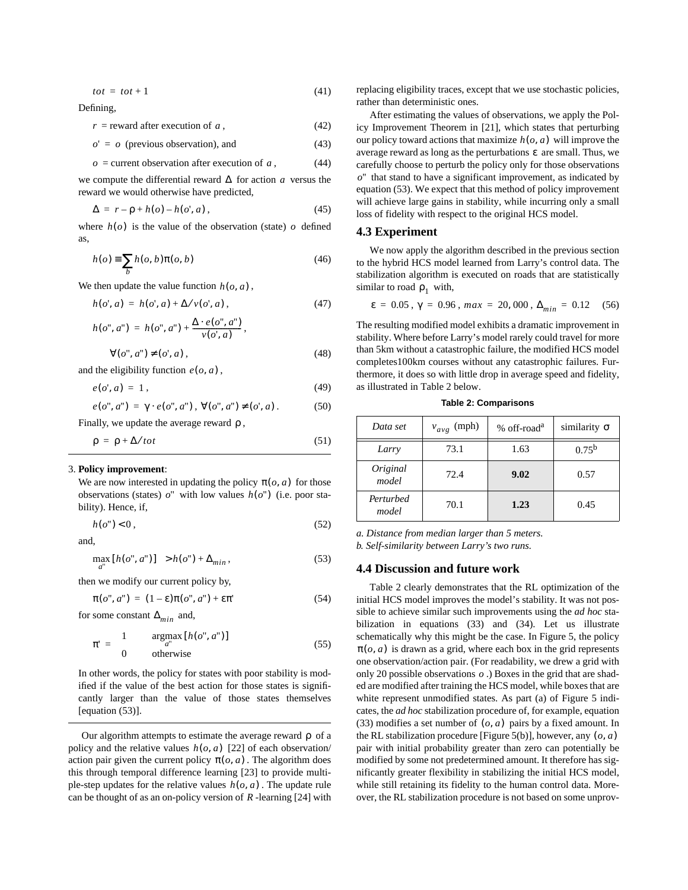$$tot = tot + 1 \tag{41}$$

Defining,

$$r = \text{reward after execution of } a, \tag{42}$$

$$o' = o \text{ (previous observation), and} \tag{43}$$

$$o = \text{current observation after execution of } a, \tag{44}$$

we compute the differential reward $\Delta$ for action $a$ versus the reward we would otherwise have predicted,

$$\Delta = r - \rho + h(o) - h(o', a), \tag{45}$$

where $h(o)$ is the value of the observation (state) $o$ defined as,

$$h(o) \equiv \sum_b h(o, b)\pi(o, b) \tag{46}$$

We then update the value function $h(o, a)$,

$$h(o', a) = h(o', a) + \Delta / v(o', a), \tag{47}$$

$$h(o'', a'') = h(o'', a'') + \frac{\Delta \cdot e(o'', a'')}{v(o', a)},$$

$$\forall (o'', a'') \neq (o', a), \tag{48}$$

and the eligibility function $e(o, a)$,

$$e(o', a) = 1, \tag{49}$$

$$e(o'', a'') = \gamma \cdot e(o'', a''), \forall (o'', a'') \neq (o', a). \tag{50}$$

Finally, we update the average reward $\rho$,

$$\rho = \rho + \Delta / tot \tag{51}$$

3. **Policy improvement**:
We are now interested in updating the policy $\pi(o, a)$ for those observations (states) $o''$ with low values $h(o'')$ (i.e. poor stability). Hence, if,

$$h(o'') < 0, \tag{52}$$

and,

$$\max_{a''} [h(o'', a'')] > h(o'') + \Delta_{min}, \tag{53}$$

then we modify our current policy by,

$$\pi(o'', a'') = (1 - \varepsilon)\pi(o'', a'') + \varepsilon\pi' \tag{54}$$

for some constant $\Delta_{min}$ and,

$$\pi' = \begin{cases} 1 & \underset{a''}{\operatorname{argmax}} [h(o'', a'')] \\ 0 & \text{otherwise} \end{cases} \tag{55}$$

In other words, the policy for states with poor stability is modified if the value of the best action for those states is significantly larger than the value of those states themselves [equation (53)].

Our algorithm attempts to estimate the average reward $\rho$ of a policy and the relative values $h(o, a)$ [22] of each observation/action pair given the current policy $\pi(o, a)$. The algorithm does this through temporal difference learning [23] to provide multiple-step updates for the relative values $h(o, a)$. The update rule can be thought of as an on-policy version of $R$-learning [24] with replacing eligibility traces, except that we use stochastic policies, rather than deterministic ones.

After estimating the values of observations, we apply the Policy Improvement Theorem in [21], which states that perturbing our policy toward actions that maximize $h(o, a)$ will improve the average reward as long as the perturbations $\varepsilon$ are small. Thus, we carefully choose to perturb the policy only for those observations $o''$ that stand to have a significant improvement, as indicated by equation (53). We expect that this method of policy improvement will achieve large gains in stability, while incurring only a small loss of fidelity with respect to the original HCS model.

## 4.3 Experiment

We now apply the algorithm described in the previous section to the hybrid HCS model learned from Larry's control data. The stabilization algorithm is executed on roads that are statistically similar to road $\rho_1$ with,

$$\varepsilon = 0.05, \gamma = 0.96, max = 20,000, \Delta_{min} = 0.12 \tag{56}$$

The resulting modified model exhibits a dramatic improvement in stability. Where before Larry's model rarely could travel for more than 5km without a catastrophic failure, the modified HCS model completes100km courses without any catastrophic failures. Furthermore, it does so with little drop in average speed and fidelity, as illustrated in Table 2 below.

**Table 2: Comparisons**

| *Data set* | $v_{avg}$ (mph) | % off-road[a] | similarity $\sigma$ |
|---|---|---|---|
| *Larry* | 73.1 | 1.63 | 0.75[b] |
| *Original model* | 72.4 | **9.02** | 0.57 |
| *Perturbed model* | 70.1 | **1.23** | 0.45 |

*a. Distance from median larger than 5 meters.*
*b. Self-similarity between Larry's two runs.*

## 4.4 Discussion and future work

Table 2 clearly demonstrates that the RL optimization of the initial HCS model improves the model's stability. It was not possible to achieve similar such improvements using the *ad hoc* stabilization in equations (33) and (34). Let us illustrate schematically why this might be the case. In Figure 5, the policy $\pi(o, a)$ is drawn as a grid, where each box in the grid represents one observation/action pair. (For readability, we drew a grid with only 20 possible observations $o$.) Boxes in the grid that are shaded are modified after training the HCS model, while boxes that are white represent unmodified states. As part (a) of Figure 5 indicates, the *ad hoc* stabilization procedure of, for example, equation (33) modifies a set number of $(o, a)$ pairs by a fixed amount. In the RL stabilization procedure [Figure 5(b)], however, any $(o, a)$ pair with initial probability greater than zero can potentially be modified by some not predetermined amount. It therefore has significantly greater flexibility in stabilizing the initial HCS model, while still retaining its fidelity to the human control data. Moreover, the RL stabilization procedure is not based on some unprov-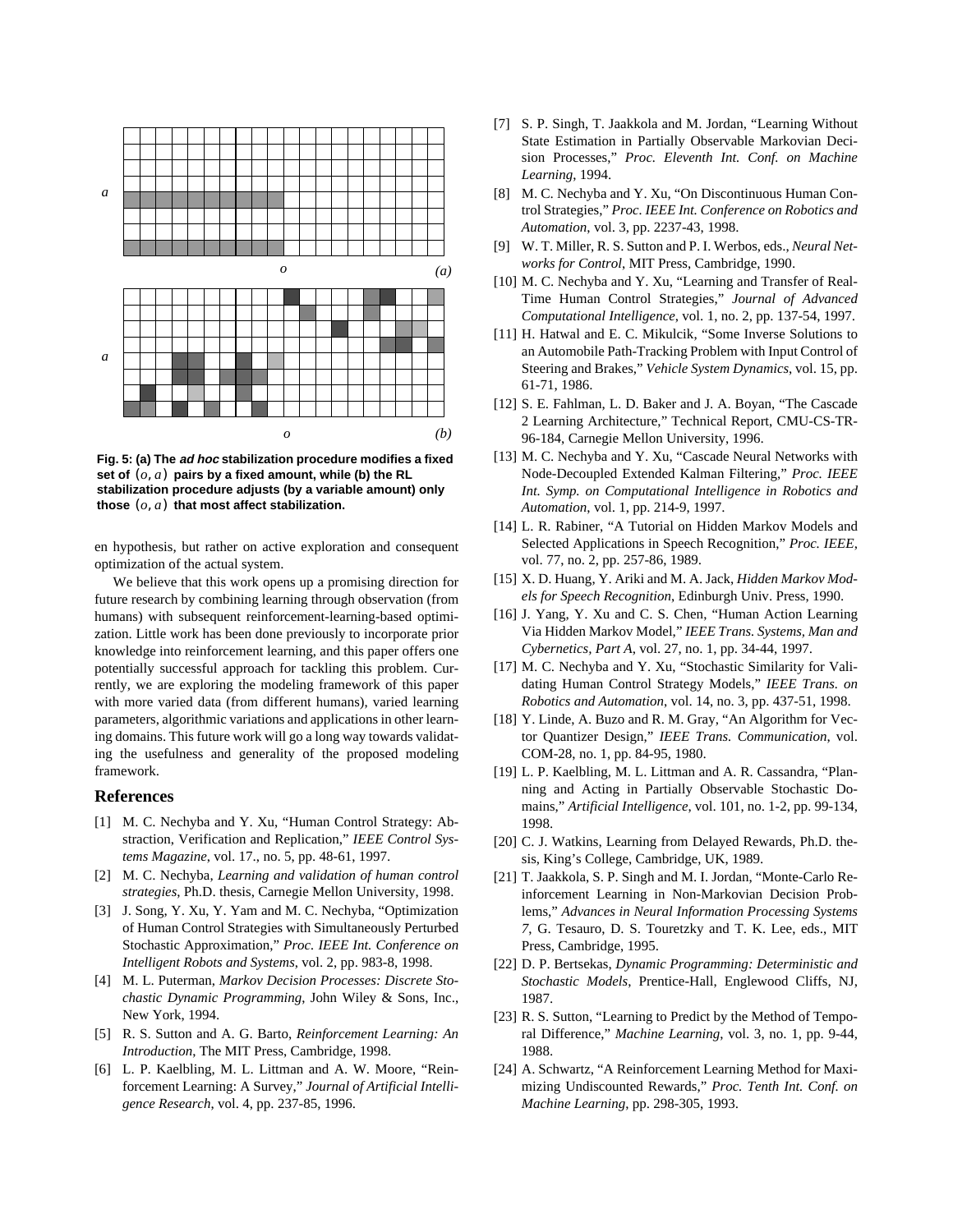a

o (a)

a

o (b)

**Fig. 5: (a) The *ad hoc* stabilization procedure modifies a fixed set of $(o, a)$ pairs by a fixed amount, while (b) the RL stabilization procedure adjusts (by a variable amount) only those $(o, a)$ that most affect stabilization.**

en hypothesis, but rather on active exploration and consequent optimization of the actual system.

We believe that this work opens up a promising direction for future research by combining learning through observation (from humans) with subsequent reinforcement-learning-based optimization. Little work has been done previously to incorporate prior knowledge into reinforcement learning, and this paper offers one potentially successful approach for tackling this problem. Currently, we are exploring the modeling framework of this paper with more varied data (from different humans), varied learning parameters, algorithmic variations and applications in other learning domains. This future work will go a long way towards validating the usefulness and generality of the proposed modeling framework.

## References

[1] M. C. Nechyba and Y. Xu, "Human Control Strategy: Abstraction, Verification and Replication," *IEEE Control Systems Magazine*, vol. 17., no. 5, pp. 48-61, 1997.

[2] M. C. Nechyba, *Learning and validation of human control strategies*, Ph.D. thesis, Carnegie Mellon University, 1998.

[3] J. Song, Y. Xu, Y. Yam and M. C. Nechyba, "Optimization of Human Control Strategies with Simultaneously Perturbed Stochastic Approximation," *Proc. IEEE Int. Conference on Intelligent Robots and Systems*, vol. 2, pp. 983-8, 1998.

[4] M. L. Puterman, *Markov Decision Processes: Discrete Stochastic Dynamic Programming*, John Wiley & Sons, Inc., New York, 1994.

[5] R. S. Sutton and A. G. Barto, *Reinforcement Learning: An Introduction*, The MIT Press, Cambridge, 1998.

[6] L. P. Kaelbling, M. L. Littman and A. W. Moore, "Reinforcement Learning: A Survey," *Journal of Artificial Intelligence Research*, vol. 4, pp. 237-85, 1996.

[7] S. P. Singh, T. Jaakkola and M. Jordan, "Learning Without State Estimation in Partially Observable Markovian Decision Processes," *Proc. Eleventh Int. Conf. on Machine Learning*, 1994.

[8] M. C. Nechyba and Y. Xu, "On Discontinuous Human Control Strategies," *Proc. IEEE Int. Conference on Robotics and Automation*, vol. 3, pp. 2237-43, 1998.

[9] W. T. Miller, R. S. Sutton and P. I. Werbos, eds., *Neural Networks for Control*, MIT Press, Cambridge, 1990.

[10] M. C. Nechyba and Y. Xu, "Learning and Transfer of Real-Time Human Control Strategies," *Journal of Advanced Computational Intelligence*, vol. 1, no. 2, pp. 137-54, 1997.

[11] H. Hatwal and E. C. Mikulcik, "Some Inverse Solutions to an Automobile Path-Tracking Problem with Input Control of Steering and Brakes," *Vehicle System Dynamics*, vol. 15, pp. 61-71, 1986.

[12] S. E. Fahlman, L. D. Baker and J. A. Boyan, "The Cascade 2 Learning Architecture," Technical Report, CMU-CS-TR-96-184, Carnegie Mellon University, 1996.

[13] M. C. Nechyba and Y. Xu, "Cascade Neural Networks with Node-Decoupled Extended Kalman Filtering," *Proc. IEEE Int. Symp. on Computational Intelligence in Robotics and Automation*, vol. 1, pp. 214-9, 1997.

[14] L. R. Rabiner, "A Tutorial on Hidden Markov Models and Selected Applications in Speech Recognition," *Proc. IEEE*, vol. 77, no. 2, pp. 257-86, 1989.

[15] X. D. Huang, Y. Ariki and M. A. Jack, *Hidden Markov Models for Speech Recognition*, Edinburgh Univ. Press, 1990.

[16] J. Yang, Y. Xu and C. S. Chen, "Human Action Learning Via Hidden Markov Model," *IEEE Trans. Systems, Man and Cybernetics, Part A*, vol. 27, no. 1, pp. 34-44, 1997.

[17] M. C. Nechyba and Y. Xu, "Stochastic Similarity for Validating Human Control Strategy Models," *IEEE Trans. on Robotics and Automation*, vol. 14, no. 3, pp. 437-51, 1998.

[18] Y. Linde, A. Buzo and R. M. Gray, "An Algorithm for Vector Quantizer Design," *IEEE Trans. Communication*, vol. COM-28, no. 1, pp. 84-95, 1980.

[19] L. P. Kaelbling, M. L. Littman and A. R. Cassandra, "Planning and Acting in Partially Observable Stochastic Domains," *Artificial Intelligence*, vol. 101, no. 1-2, pp. 99-134, 1998.

[20] C. J. Watkins, Learning from Delayed Rewards, Ph.D. thesis, King's College, Cambridge, UK, 1989.

[21] T. Jaakkola, S. P. Singh and M. I. Jordan, "Monte-Carlo Reinforcement Learning in Non-Markovian Decision Problems," *Advances in Neural Information Processing Systems 7*, G. Tesauro, D. S. Touretzky and T. K. Lee, eds., MIT Press, Cambridge, 1995.

[22] D. P. Bertsekas, *Dynamic Programming: Deterministic and Stochastic Models*, Prentice-Hall, Englewood Cliffs, NJ, 1987.

[23] R. S. Sutton, "Learning to Predict by the Method of Temporal Difference," *Machine Learning*, vol. 3, no. 1, pp. 9-44, 1988.

[24] A. Schwartz, "A Reinforcement Learning Method for Maximizing Undiscounted Rewards," *Proc. Tenth Int. Conf. on Machine Learning*, pp. 298-305, 1993.